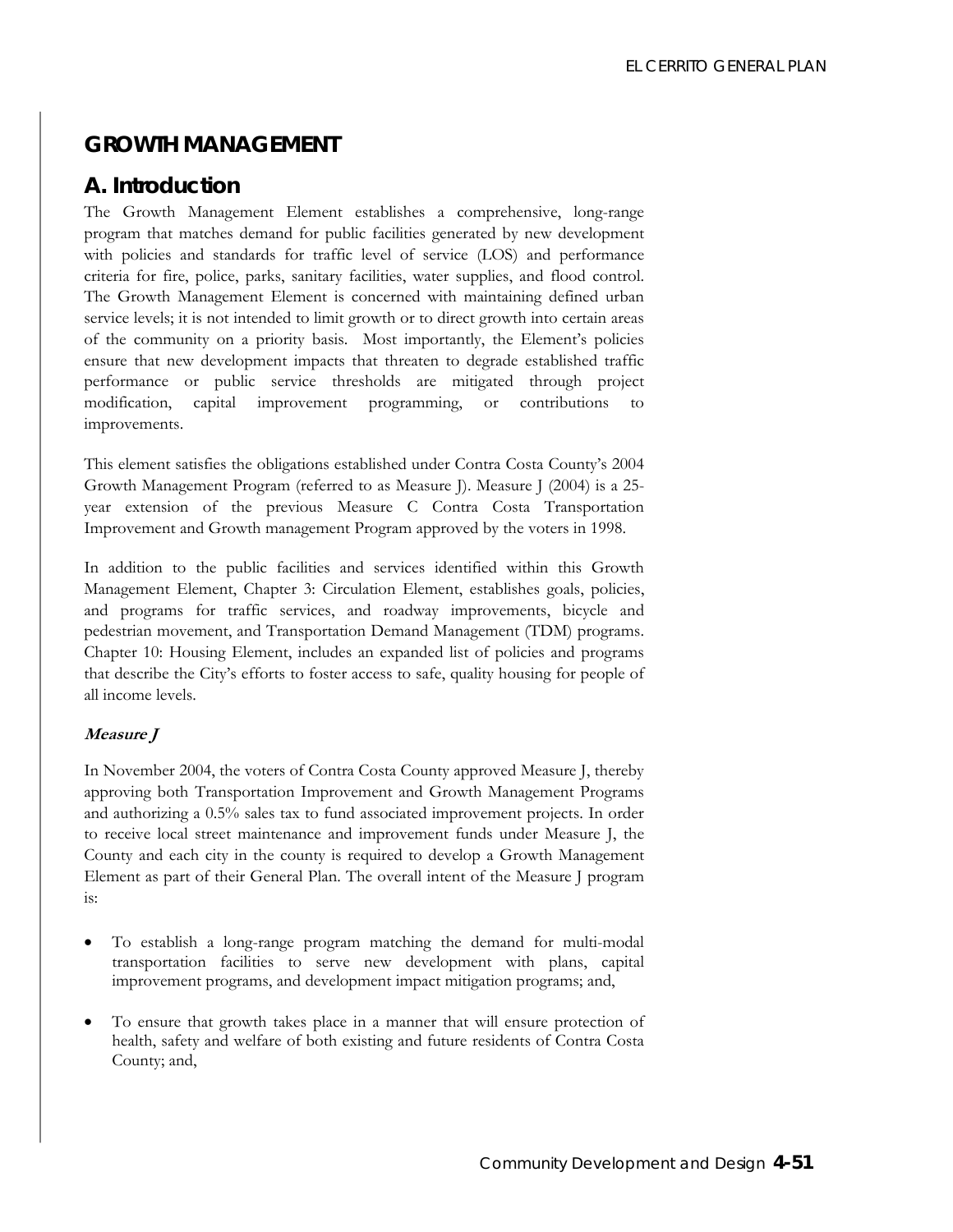# GROWTH MANAGEMENT

## A. Introduction

The Growth Management Element establishes a comprehensive, long-range program that matches demand for public facilities generated by new development with policies and standards for traffic level of service (LOS) and performance criteria for fire, police, parks, sanitary facilities, water supplies, and flood control. The Growth Management Element is concerned with maintaining defined urban service levels; it is not intended to limit growth or to direct growth into certain areas of the community on a priority basis. Most importantly, the Element's policies ensure that new development impacts that threaten to degrade established traffic performance or public service thresholds are mitigated through project modification, capital improvement programming, or contributions to improvements.

This element satisfies the obligations established under Contra Costa County's 2004 Growth Management Program (referred to as Measure J). Measure J (2004) is a 25-year extension of the previous Measure C Contra Costa Transportation Improvement and Growth management Program approved by the voters in 1998.

In addition to the public facilities and services identified within this Growth Management Element, Chapter 3: Circulation Element, establishes goals, policies, and programs for traffic services, and roadway improvements, bicycle and pedestrian movement, and Transportation Demand Management (TDM) programs. Chapter 10: Housing Element, includes an expanded list of policies and programs that describe the City's efforts to foster access to safe, quality housing for people of all income levels.

### *Measure J*

In November 2004, the voters of Contra Costa County approved Measure J, thereby approving both Transportation Improvement and Growth Management Programs and authorizing a 0.5% sales tax to fund associated improvement projects. In order to receive local street maintenance and improvement funds under Measure J, the County and each city in the county is required to develop a Growth Management Element as part of their General Plan. The overall intent of the Measure J program is:

- To establish a long-range program matching the demand for multi-modal transportation facilities to serve new development with plans, capital improvement programs, and development impact mitigation programs; and,
- To ensure that growth takes place in a manner that will ensure protection of health, safety and welfare of both existing and future residents of Contra Costa County; and,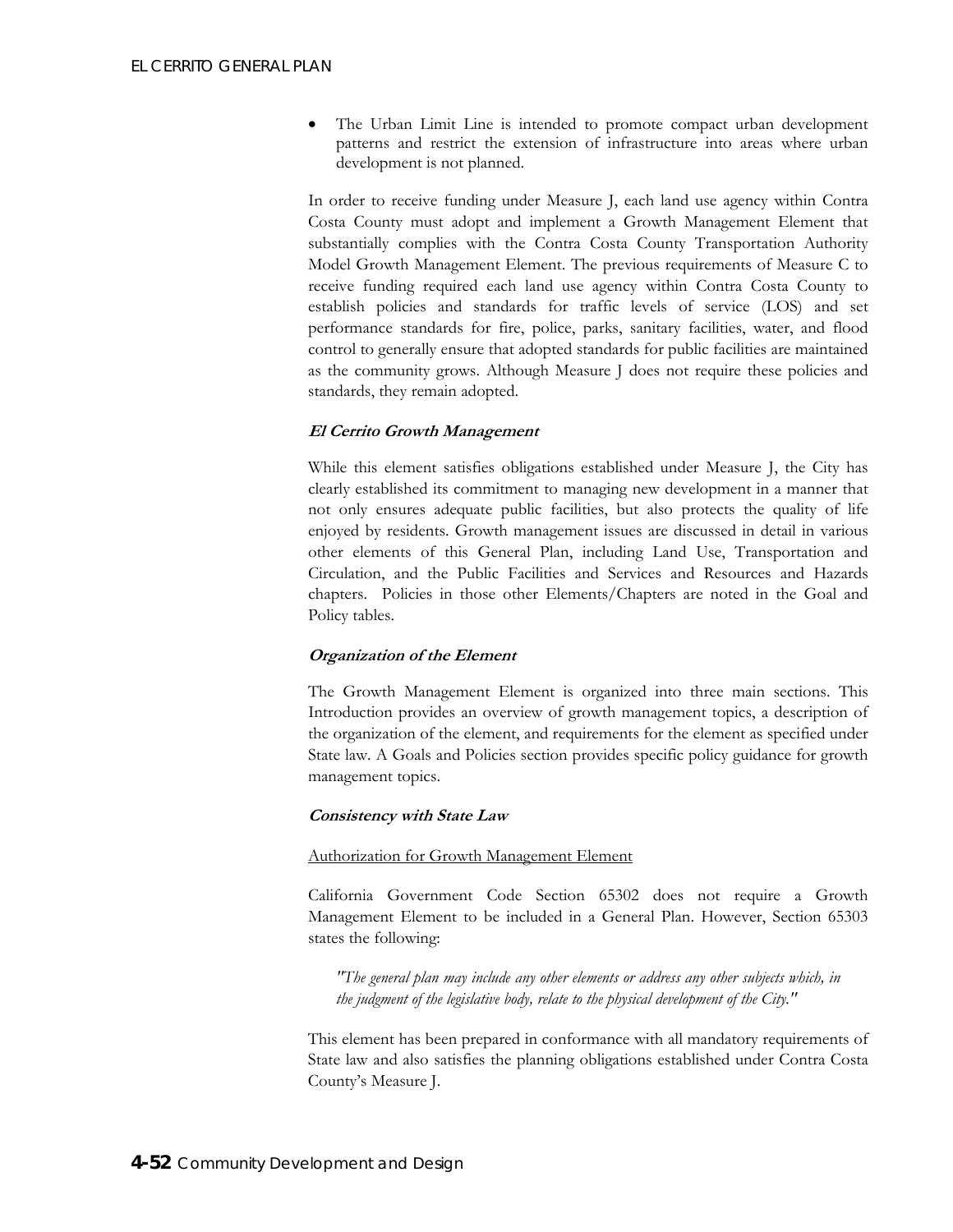- The Urban Limit Line is intended to promote compact urban development patterns and restrict the extension of infrastructure into areas where urban development is not planned.

In order to receive funding under Measure J, each land use agency within Contra Costa County must adopt and implement a Growth Management Element that substantially complies with the Contra Costa County Transportation Authority Model Growth Management Element. The previous requirements of Measure C to receive funding required each land use agency within Contra Costa County to establish policies and standards for traffic levels of service (LOS) and set performance standards for fire, police, parks, sanitary facilities, water, and flood control to generally ensure that adopted standards for public facilities are maintained as the community grows. Although Measure J does not require these policies and standards, they remain adopted.

### *El Cerrito Growth Management*

While this element satisfies obligations established under Measure J, the City has clearly established its commitment to managing new development in a manner that not only ensures adequate public facilities, but also protects the quality of life enjoyed by residents. Growth management issues are discussed in detail in various other elements of this General Plan, including Land Use, Transportation and Circulation, and the Public Facilities and Services and Resources and Hazards chapters. Policies in those other Elements/Chapters are noted in the Goal and Policy tables.

### *Organization of the Element*

The Growth Management Element is organized into three main sections. This Introduction provides an overview of growth management topics, a description of the organization of the element, and requirements for the element as specified under State law. A Goals and Policies section provides specific policy guidance for growth management topics.

### *Consistency with State Law*

Authorization for Growth Management Element

California Government Code Section 65302 does not require a Growth Management Element to be included in a General Plan. However, Section 65303 states the following:

> *"The general plan may include any other elements or address any other subjects which, in the judgment of the legislative body, relate to the physical development of the City."*

This element has been prepared in conformance with all mandatory requirements of State law and also satisfies the planning obligations established under Contra Costa County's Measure J.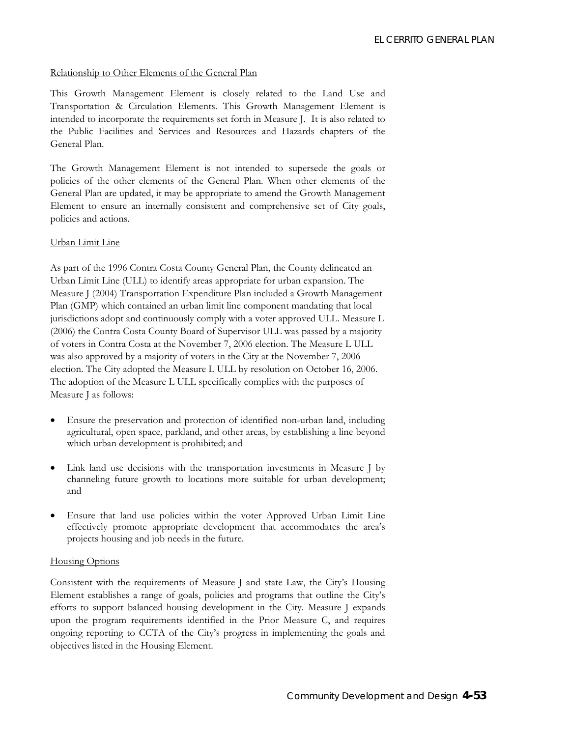Relationship to Other Elements of the General Plan

This Growth Management Element is closely related to the Land Use and Transportation & Circulation Elements. This Growth Management Element is intended to incorporate the requirements set forth in Measure J. It is also related to the Public Facilities and Services and Resources and Hazards chapters of the General Plan.

The Growth Management Element is not intended to supersede the goals or policies of the other elements of the General Plan. When other elements of the General Plan are updated, it may be appropriate to amend the Growth Management Element to ensure an internally consistent and comprehensive set of City goals, policies and actions.

Urban Limit Line

As part of the 1996 Contra Costa County General Plan, the County delineated an Urban Limit Line (ULL) to identify areas appropriate for urban expansion. The Measure J (2004) Transportation Expenditure Plan included a Growth Management Plan (GMP) which contained an urban limit line component mandating that local jurisdictions adopt and continuously comply with a voter approved ULL. Measure L (2006) the Contra Costa County Board of Supervisor ULL was passed by a majority of voters in Contra Costa at the November 7, 2006 election. The Measure L ULL was also approved by a majority of voters in the City at the November 7, 2006 election. The City adopted the Measure L ULL by resolution on October 16, 2006. The adoption of the Measure L ULL specifically complies with the purposes of Measure J as follows:

- Ensure the preservation and protection of identified non-urban land, including agricultural, open space, parkland, and other areas, by establishing a line beyond which urban development is prohibited; and
- Link land use decisions with the transportation investments in Measure J by channeling future growth to locations more suitable for urban development; and
- Ensure that land use policies within the voter Approved Urban Limit Line effectively promote appropriate development that accommodates the area's projects housing and job needs in the future.

Housing Options

Consistent with the requirements of Measure J and state Law, the City's Housing Element establishes a range of goals, policies and programs that outline the City's efforts to support balanced housing development in the City. Measure J expands upon the program requirements identified in the Prior Measure C, and requires ongoing reporting to CCTA of the City's progress in implementing the goals and objectives listed in the Housing Element.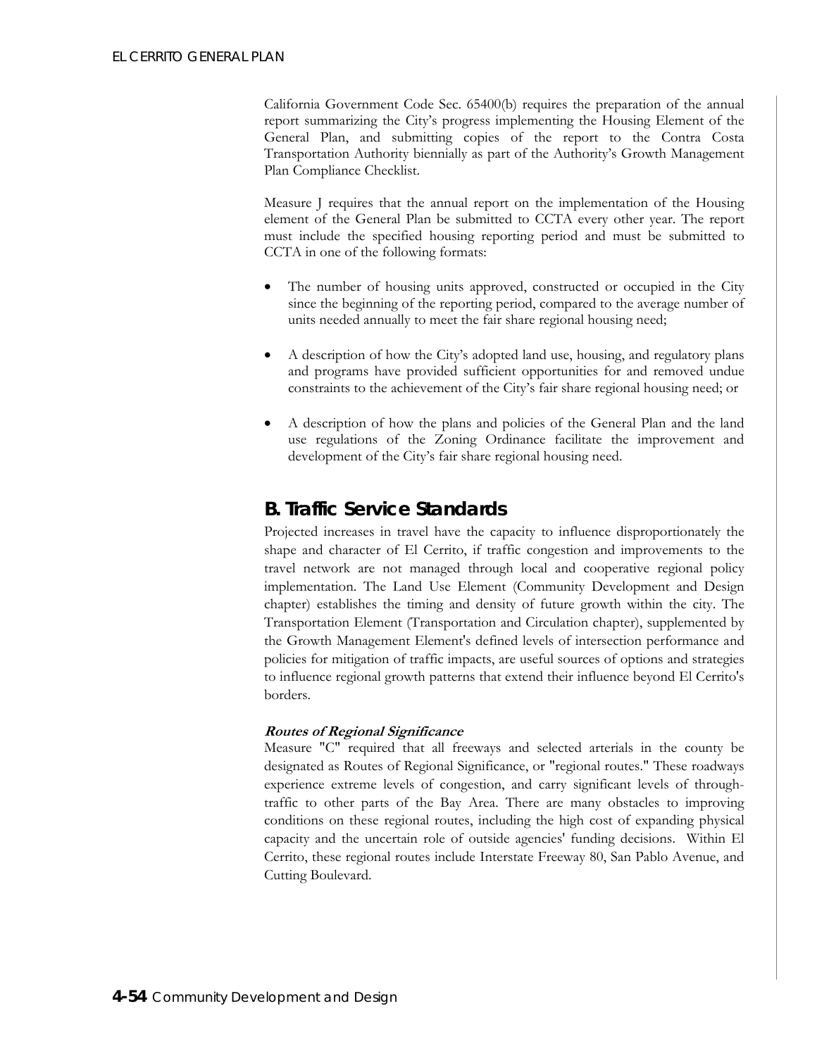California Government Code Sec. 65400(b) requires the preparation of the annual report summarizing the City's progress implementing the Housing Element of the General Plan, and submitting copies of the report to the Contra Costa Transportation Authority biennially as part of the Authority's Growth Management Plan Compliance Checklist.

Measure J requires that the annual report on the implementation of the Housing element of the General Plan be submitted to CCTA every other year. The report must include the specified housing reporting period and must be submitted to CCTA in one of the following formats:

- The number of housing units approved, constructed or occupied in the City since the beginning of the reporting period, compared to the average number of units needed annually to meet the fair share regional housing need;
- A description of how the City's adopted land use, housing, and regulatory plans and programs have provided sufficient opportunities for and removed undue constraints to the achievement of the City's fair share regional housing need; or
- A description of how the plans and policies of the General Plan and the land use regulations of the Zoning Ordinance facilitate the improvement and development of the City's fair share regional housing need.

## B. Traffic Service Standards

Projected increases in travel have the capacity to influence disproportionately the shape and character of El Cerrito, if traffic congestion and improvements to the travel network are not managed through local and cooperative regional policy implementation. The Land Use Element (Community Development and Design chapter) establishes the timing and density of future growth within the city. The Transportation Element (Transportation and Circulation chapter), supplemented by the Growth Management Element's defined levels of intersection performance and policies for mitigation of traffic impacts, are useful sources of options and strategies to influence regional growth patterns that extend their influence beyond El Cerrito's borders.

***Routes of Regional Significance***

Measure "C" required that all freeways and selected arterials in the county be designated as Routes of Regional Significance, or "regional routes." These roadways experience extreme levels of congestion, and carry significant levels of through-traffic to other parts of the Bay Area. There are many obstacles to improving conditions on these regional routes, including the high cost of expanding physical capacity and the uncertain role of outside agencies' funding decisions. Within El Cerrito, these regional routes include Interstate Freeway 80, San Pablo Avenue, and Cutting Boulevard.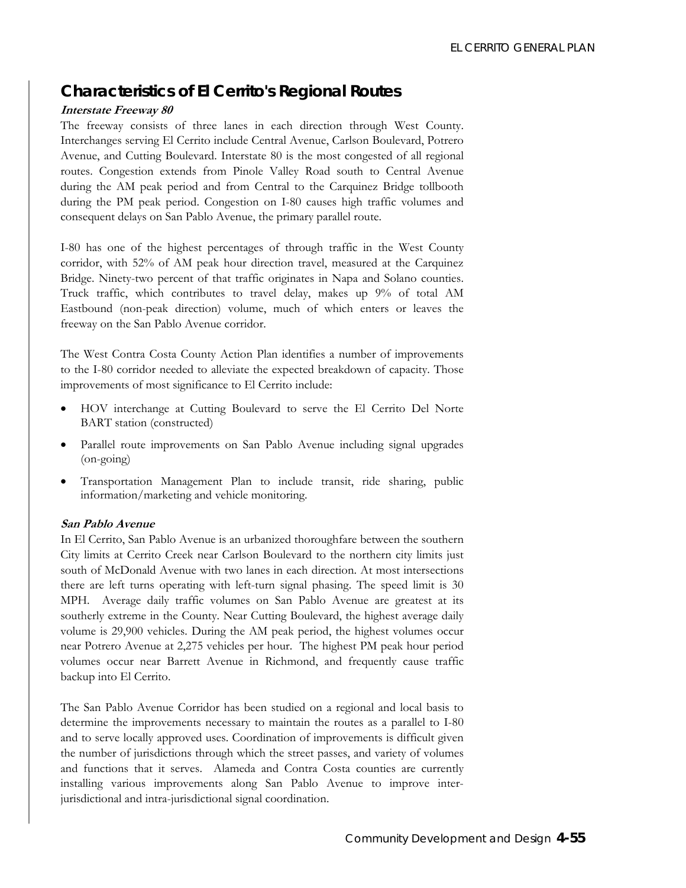## Characteristics of El Cerrito's Regional Routes

***Interstate Freeway 80***

The freeway consists of three lanes in each direction through West County. Interchanges serving El Cerrito include Central Avenue, Carlson Boulevard, Potrero Avenue, and Cutting Boulevard. Interstate 80 is the most congested of all regional routes. Congestion extends from Pinole Valley Road south to Central Avenue during the AM peak period and from Central to the Carquinez Bridge tollbooth during the PM peak period. Congestion on I-80 causes high traffic volumes and consequent delays on San Pablo Avenue, the primary parallel route.

I-80 has one of the highest percentages of through traffic in the West County corridor, with 52% of AM peak hour direction travel, measured at the Carquinez Bridge. Ninety-two percent of that traffic originates in Napa and Solano counties. Truck traffic, which contributes to travel delay, makes up 9% of total AM Eastbound (non-peak direction) volume, much of which enters or leaves the freeway on the San Pablo Avenue corridor.

The West Contra Costa County Action Plan identifies a number of improvements to the I-80 corridor needed to alleviate the expected breakdown of capacity. Those improvements of most significance to El Cerrito include:

- HOV interchange at Cutting Boulevard to serve the El Cerrito Del Norte BART station (constructed)
- Parallel route improvements on San Pablo Avenue including signal upgrades (on-going)
- Transportation Management Plan to include transit, ride sharing, public information/marketing and vehicle monitoring.

***San Pablo Avenue***

In El Cerrito, San Pablo Avenue is an urbanized thoroughfare between the southern City limits at Cerrito Creek near Carlson Boulevard to the northern city limits just south of McDonald Avenue with two lanes in each direction. At most intersections there are left turns operating with left-turn signal phasing. The speed limit is 30 MPH. Average daily traffic volumes on San Pablo Avenue are greatest at its southerly extreme in the County. Near Cutting Boulevard, the highest average daily volume is 29,900 vehicles. During the AM peak period, the highest volumes occur near Potrero Avenue at 2,275 vehicles per hour. The highest PM peak hour period volumes occur near Barrett Avenue in Richmond, and frequently cause traffic backup into El Cerrito.

The San Pablo Avenue Corridor has been studied on a regional and local basis to determine the improvements necessary to maintain the routes as a parallel to I-80 and to serve locally approved uses. Coordination of improvements is difficult given the number of jurisdictions through which the street passes, and variety of volumes and functions that it serves. Alameda and Contra Costa counties are currently installing various improvements along San Pablo Avenue to improve inter-jurisdictional and intra-jurisdictional signal coordination.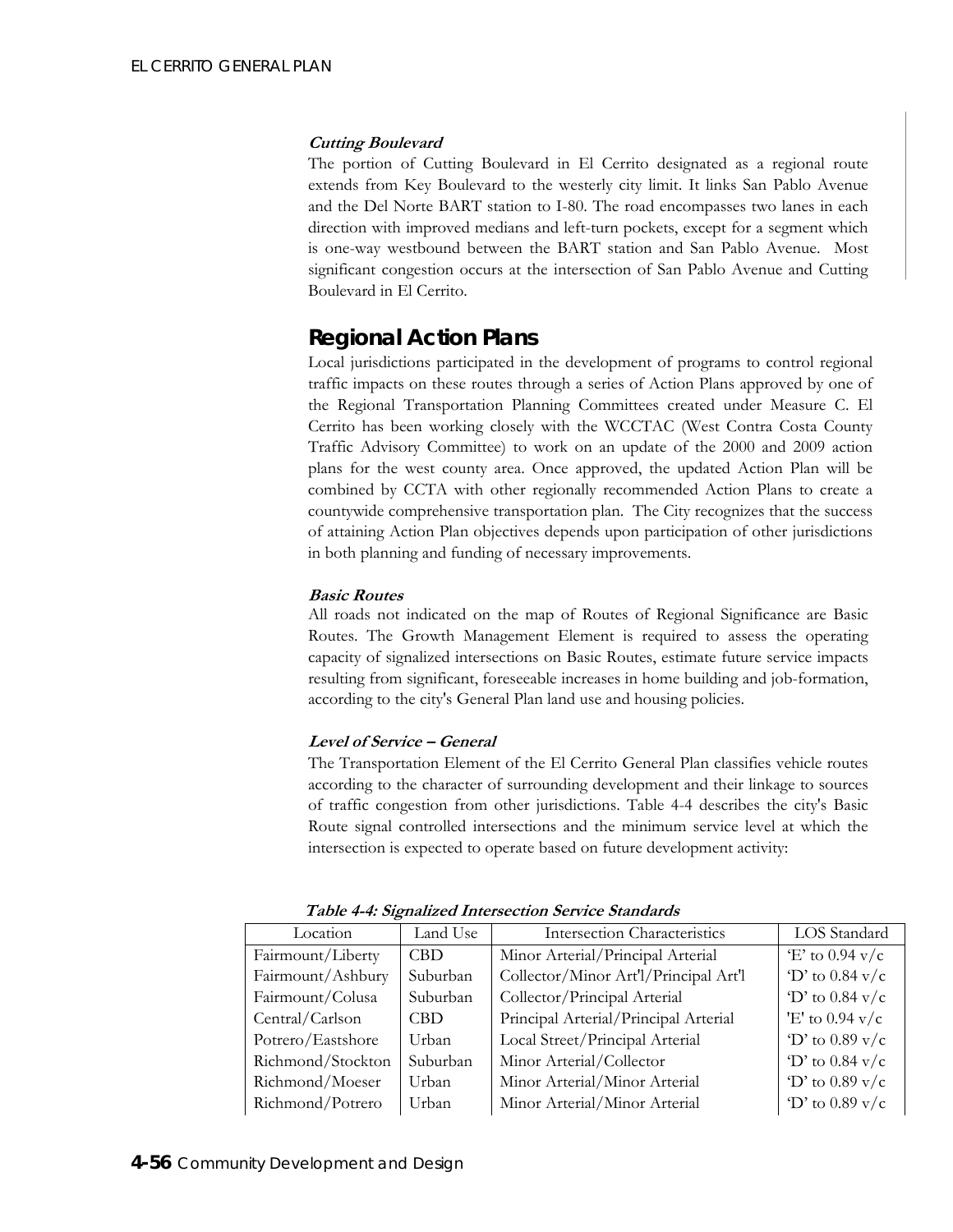***Cutting Boulevard***

The portion of Cutting Boulevard in El Cerrito designated as a regional route extends from Key Boulevard to the westerly city limit. It links San Pablo Avenue and the Del Norte BART station to I-80. The road encompasses two lanes in each direction with improved medians and left-turn pockets, except for a segment which is one-way westbound between the BART station and San Pablo Avenue. Most significant congestion occurs at the intersection of San Pablo Avenue and Cutting Boulevard in El Cerrito.

## Regional Action Plans

Local jurisdictions participated in the development of programs to control regional traffic impacts on these routes through a series of Action Plans approved by one of the Regional Transportation Planning Committees created under Measure C. El Cerrito has been working closely with the WCCTAC (West Contra Costa County Traffic Advisory Committee) to work on an update of the 2000 and 2009 action plans for the west county area. Once approved, the updated Action Plan will be combined by CCTA with other regionally recommended Action Plans to create a countywide comprehensive transportation plan. The City recognizes that the success of attaining Action Plan objectives depends upon participation of other jurisdictions in both planning and funding of necessary improvements.

***Basic Routes***

All roads not indicated on the map of Routes of Regional Significance are Basic Routes. The Growth Management Element is required to assess the operating capacity of signalized intersections on Basic Routes, estimate future service impacts resulting from significant, foreseeable increases in home building and job-formation, according to the city's General Plan land use and housing policies.

***Level of Service – General***

The Transportation Element of the El Cerrito General Plan classifies vehicle routes according to the character of surrounding development and their linkage to sources of traffic congestion from other jurisdictions. Table 4-4 describes the city's Basic Route signal controlled intersections and the minimum service level at which the intersection is expected to operate based on future development activity:

***Table 4-4: Signalized Intersection Service Standards***

| Location | Land Use | Intersection Characteristics | LOS Standard |
|---|---|---|---|
| Fairmount/Liberty | CBD | Minor Arterial/Principal Arterial | 'E' to 0.94 v/c |
| Fairmount/Ashbury | Suburban | Collector/Minor Art'l/Principal Art'l | 'D' to 0.84 v/c |
| Fairmount/Colusa | Suburban | Collector/Principal Arterial | 'D' to 0.84 v/c |
| Central/Carlson | CBD | Principal Arterial/Principal Arterial | 'E' to 0.94 v/c |
| Potrero/Eastshore | Urban | Local Street/Principal Arterial | 'D' to 0.89 v/c |
| Richmond/Stockton | Suburban | Minor Arterial/Collector | 'D' to 0.84 v/c |
| Richmond/Moeser | Urban | Minor Arterial/Minor Arterial | 'D' to 0.89 v/c |
| Richmond/Potrero | Urban | Minor Arterial/Minor Arterial | 'D' to 0.89 v/c |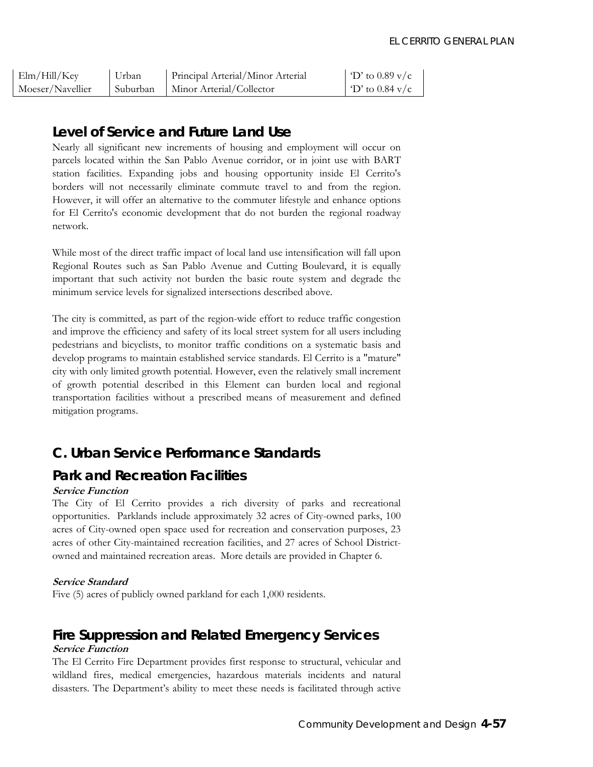| Elm/Hill/Key | Urban | Principal Arterial/Minor Arterial | 'D' to 0.89 v/c |
|---|---|---|---|
| Moeser/Navellier | Suburban | Minor Arterial/Collector | 'D' to 0.84 v/c |

## Level of Service and Future Land Use

Nearly all significant new increments of housing and employment will occur on parcels located within the San Pablo Avenue corridor, or in joint use with BART station facilities. Expanding jobs and housing opportunity inside El Cerrito's borders will not necessarily eliminate commute travel to and from the region. However, it will offer an alternative to the commuter lifestyle and enhance options for El Cerrito's economic development that do not burden the regional roadway network.

While most of the direct traffic impact of local land use intensification will fall upon Regional Routes such as San Pablo Avenue and Cutting Boulevard, it is equally important that such activity not burden the basic route system and degrade the minimum service levels for signalized intersections described above.

The city is committed, as part of the region-wide effort to reduce traffic congestion and improve the efficiency and safety of its local street system for all users including pedestrians and bicyclists, to monitor traffic conditions on a systematic basis and develop programs to maintain established service standards. El Cerrito is a "mature" city with only limited growth potential. However, even the relatively small increment of growth potential described in this Element can burden local and regional transportation facilities without a prescribed means of measurement and defined mitigation programs.

## C. Urban Service Performance Standards

## Park and Recreation Facilities

***Service Function***

The City of El Cerrito provides a rich diversity of parks and recreational opportunities. Parklands include approximately 32 acres of City-owned parks, 100 acres of City-owned open space used for recreation and conservation purposes, 23 acres of other City-maintained recreation facilities, and 27 acres of School District-owned and maintained recreation areas. More details are provided in Chapter 6.

***Service Standard***

Five (5) acres of publicly owned parkland for each 1,000 residents.

## Fire Suppression and Related Emergency Services

***Service Function***

The El Cerrito Fire Department provides first response to structural, vehicular and wildland fires, medical emergencies, hazardous materials incidents and natural disasters. The Department's ability to meet these needs is facilitated through active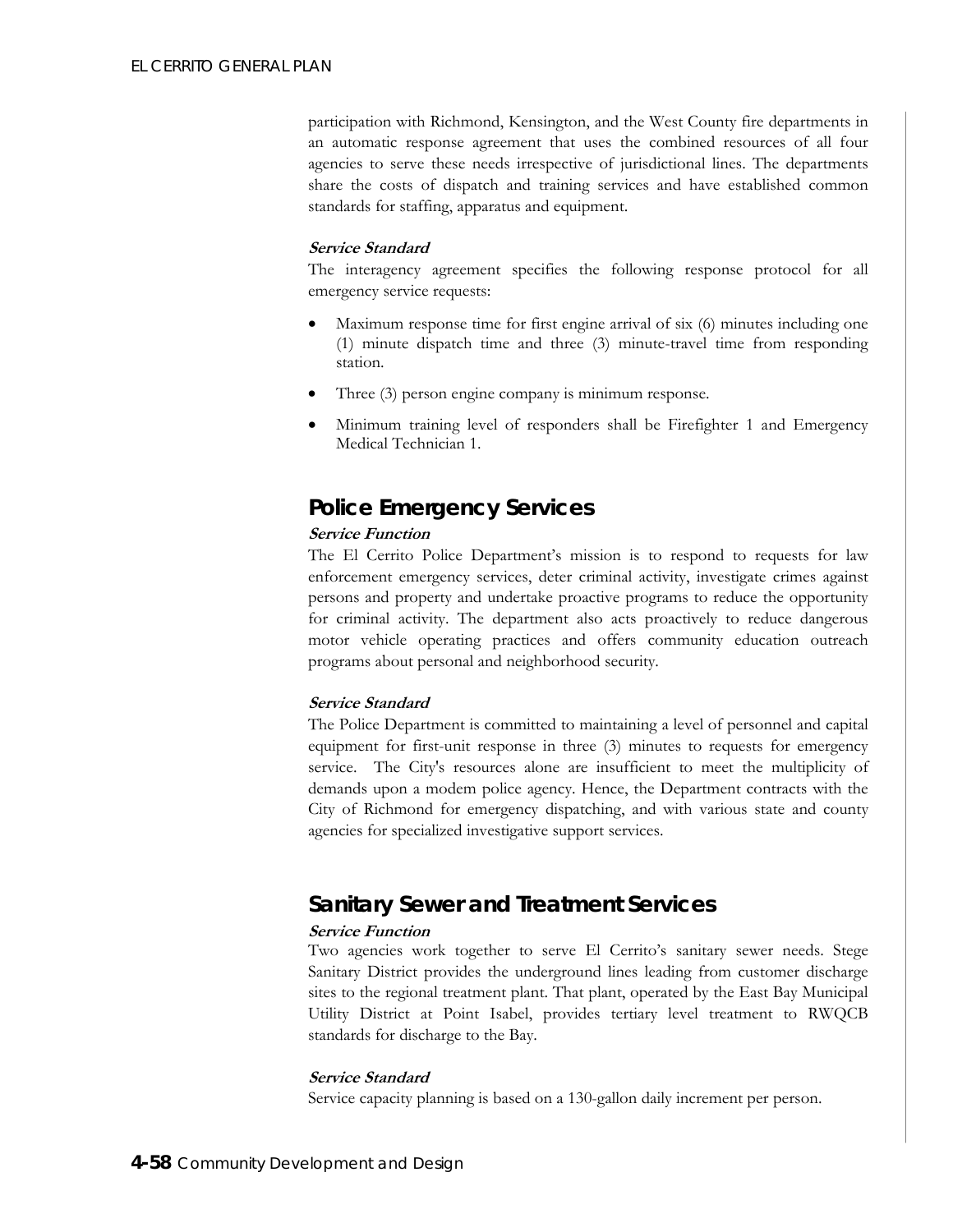participation with Richmond, Kensington, and the West County fire departments in an automatic response agreement that uses the combined resources of all four agencies to serve these needs irrespective of jurisdictional lines. The departments share the costs of dispatch and training services and have established common standards for staffing, apparatus and equipment.

***Service Standard***

The interagency agreement specifies the following response protocol for all emergency service requests:

- Maximum response time for first engine arrival of six (6) minutes including one (1) minute dispatch time and three (3) minute-travel time from responding station.
- Three (3) person engine company is minimum response.
- Minimum training level of responders shall be Firefighter 1 and Emergency Medical Technician 1.

## Police Emergency Services

***Service Function***

The El Cerrito Police Department's mission is to respond to requests for law enforcement emergency services, deter criminal activity, investigate crimes against persons and property and undertake proactive programs to reduce the opportunity for criminal activity. The department also acts proactively to reduce dangerous motor vehicle operating practices and offers community education outreach programs about personal and neighborhood security.

***Service Standard***

The Police Department is committed to maintaining a level of personnel and capital equipment for first-unit response in three (3) minutes to requests for emergency service. The City's resources alone are insufficient to meet the multiplicity of demands upon a modem police agency. Hence, the Department contracts with the City of Richmond for emergency dispatching, and with various state and county agencies for specialized investigative support services.

## Sanitary Sewer and Treatment Services

***Service Function***

Two agencies work together to serve El Cerrito's sanitary sewer needs. Stege Sanitary District provides the underground lines leading from customer discharge sites to the regional treatment plant. That plant, operated by the East Bay Municipal Utility District at Point Isabel, provides tertiary level treatment to RWQCB standards for discharge to the Bay.

***Service Standard***

Service capacity planning is based on a 130-gallon daily increment per person.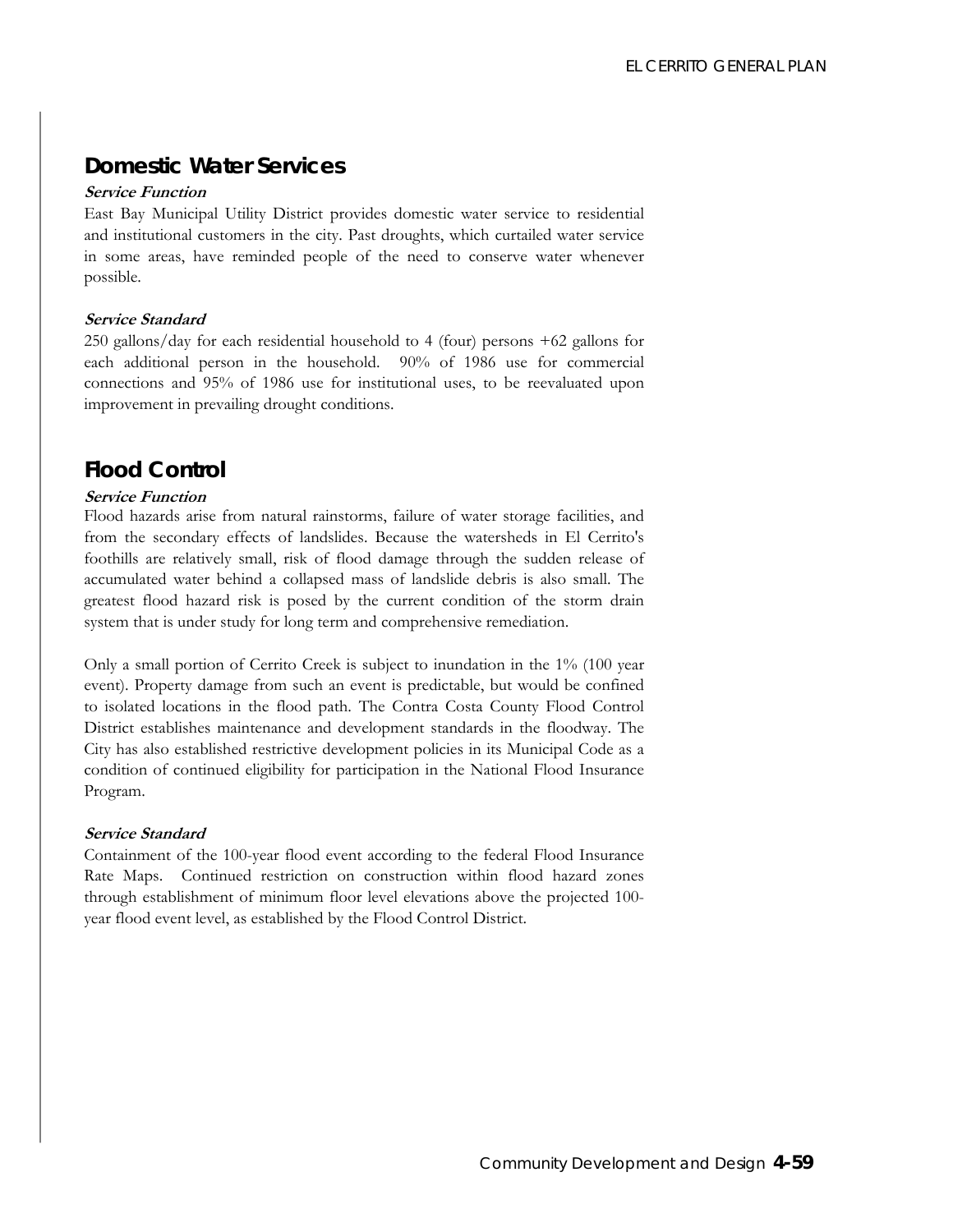## Domestic Water Services

***Service Function***

East Bay Municipal Utility District provides domestic water service to residential and institutional customers in the city. Past droughts, which curtailed water service in some areas, have reminded people of the need to conserve water whenever possible.

***Service Standard***

250 gallons/day for each residential household to 4 (four) persons +62 gallons for each additional person in the household. 90% of 1986 use for commercial connections and 95% of 1986 use for institutional uses, to be reevaluated upon improvement in prevailing drought conditions.

## Flood Control

***Service Function***

Flood hazards arise from natural rainstorms, failure of water storage facilities, and from the secondary effects of landslides. Because the watersheds in El Cerrito's foothills are relatively small, risk of flood damage through the sudden release of accumulated water behind a collapsed mass of landslide debris is also small. The greatest flood hazard risk is posed by the current condition of the storm drain system that is under study for long term and comprehensive remediation.

Only a small portion of Cerrito Creek is subject to inundation in the 1% (100 year event). Property damage from such an event is predictable, but would be confined to isolated locations in the flood path. The Contra Costa County Flood Control District establishes maintenance and development standards in the floodway. The City has also established restrictive development policies in its Municipal Code as a condition of continued eligibility for participation in the National Flood Insurance Program.

***Service Standard***

Containment of the 100-year flood event according to the federal Flood Insurance Rate Maps. Continued restriction on construction within flood hazard zones through establishment of minimum floor level elevations above the projected 100-year flood event level, as established by the Flood Control District.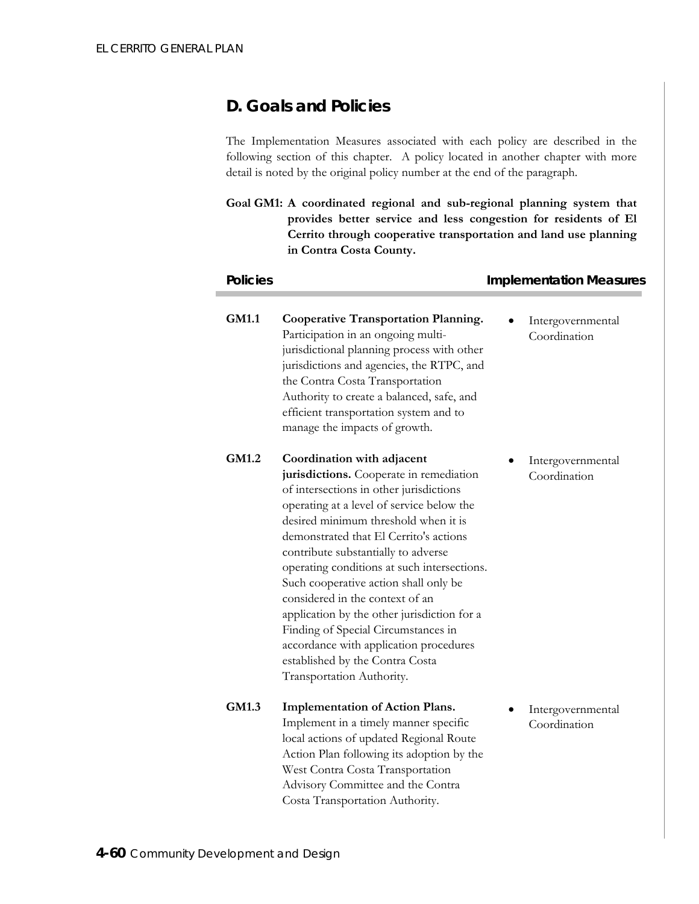## D. Goals and Policies

The Implementation Measures associated with each policy are described in the following section of this chapter. A policy located in another chapter with more detail is noted by the original policy number at the end of the paragraph.

**Goal GM1: A coordinated regional and sub-regional planning system that provides better service and less congestion for residents of El Cerrito through cooperative transportation and land use planning in Contra Costa County.**

| Policies | | Implementation Measures |
|---|---|---|
| **GM1.1** | **Cooperative Transportation Planning.** Participation in an ongoing multi-jurisdictional planning process with other jurisdictions and agencies, the RTPC, and the Contra Costa Transportation Authority to create a balanced, safe, and efficient transportation system and to manage the impacts of growth. | • Intergovernmental Coordination |
| **GM1.2** | **Coordination with adjacent jurisdictions.** Cooperate in remediation of intersections in other jurisdictions operating at a level of service below the desired minimum threshold when it is demonstrated that El Cerrito's actions contribute substantially to adverse operating conditions at such intersections. Such cooperative action shall only be considered in the context of an application by the other jurisdiction for a Finding of Special Circumstances in accordance with application procedures established by the Contra Costa Transportation Authority. | • Intergovernmental Coordination |
| **GM1.3** | **Implementation of Action Plans.** Implement in a timely manner specific local actions of updated Regional Route Action Plan following its adoption by the West Contra Costa Transportation Advisory Committee and the Contra Costa Transportation Authority. | • Intergovernmental Coordination |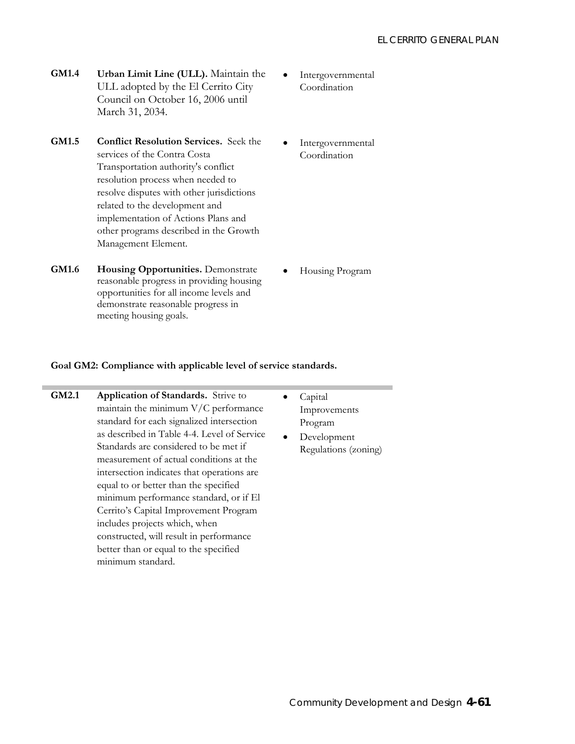| | | |
|---|---|---|
| **GM1.4** | **Urban Limit Line (ULL).** Maintain the ULL adopted by the El Cerrito City Council on October 16, 2006 until March 31, 2034. | • Intergovernmental Coordination |
| **GM1.5** | **Conflict Resolution Services.** Seek the services of the Contra Costa Transportation authority's conflict resolution process when needed to resolve disputes with other jurisdictions related to the development and implementation of Actions Plans and other programs described in the Growth Management Element. | • Intergovernmental Coordination |
| **GM1.6** | **Housing Opportunities.** Demonstrate reasonable progress in providing housing opportunities for all income levels and demonstrate reasonable progress in meeting housing goals. | • Housing Program |

**Goal GM2: Compliance with applicable level of service standards.**

| | | |
|---|---|---|
| **GM2.1** | **Application of Standards.** Strive to maintain the minimum V/C performance standard for each signalized intersection as described in Table 4-4. Level of Service Standards are considered to be met if measurement of actual conditions at the intersection indicates that operations are equal to or better than the specified minimum performance standard, or if El Cerrito's Capital Improvement Program includes projects which, when constructed, will result in performance better than or equal to the specified minimum standard. | • Capital Improvements Program<br>• Development Regulations (zoning) |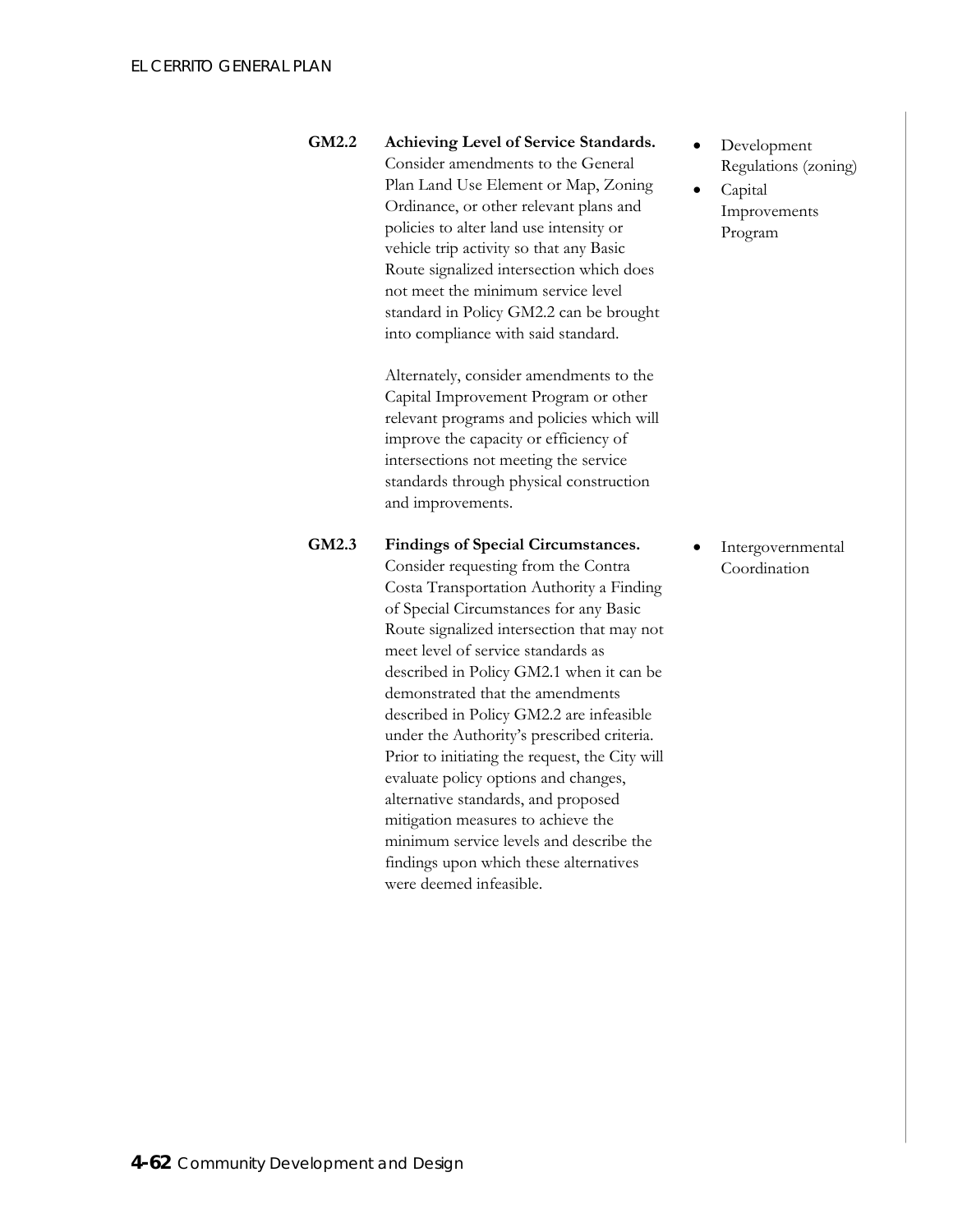**GM2.2** **Achieving Level of Service Standards.** Consider amendments to the General Plan Land Use Element or Map, Zoning Ordinance, or other relevant plans and policies to alter land use intensity or vehicle trip activity so that any Basic Route signalized intersection which does not meet the minimum service level standard in Policy GM2.2 can be brought into compliance with said standard.

Alternately, consider amendments to the Capital Improvement Program or other relevant programs and policies which will improve the capacity or efficiency of intersections not meeting the service standards through physical construction and improvements.

- Development Regulations (zoning)
- Capital Improvements Program

**GM2.3** **Findings of Special Circumstances.** Consider requesting from the Contra Costa Transportation Authority a Finding of Special Circumstances for any Basic Route signalized intersection that may not meet level of service standards as described in Policy GM2.1 when it can be demonstrated that the amendments described in Policy GM2.2 are infeasible under the Authority's prescribed criteria. Prior to initiating the request, the City will evaluate policy options and changes, alternative standards, and proposed mitigation measures to achieve the minimum service levels and describe the findings upon which these alternatives were deemed infeasible.

- Intergovernmental Coordination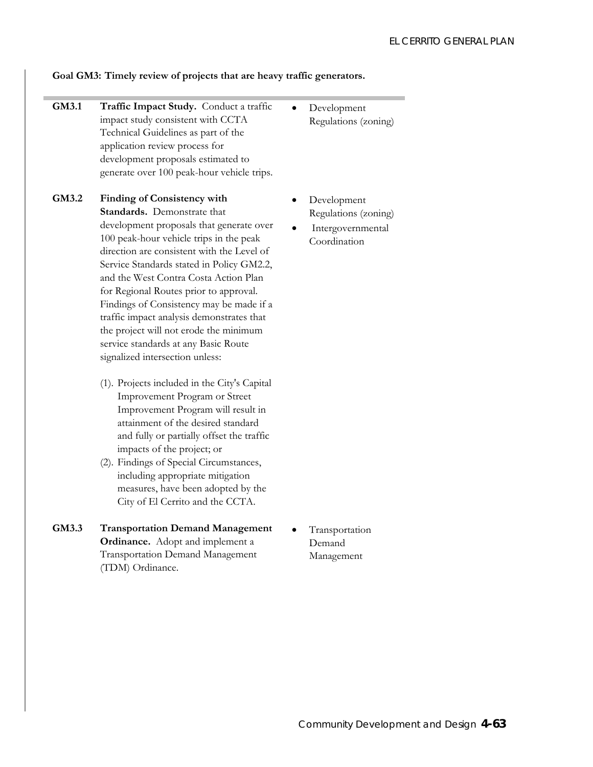**Goal GM3: Timely review of projects that are heavy traffic generators.**

| | | |
|---|---|---|
| **GM3.1** | **Traffic Impact Study.** Conduct a traffic impact study consistent with CCTA Technical Guidelines as part of the application review process for development proposals estimated to generate over 100 peak-hour vehicle trips. | • Development Regulations (zoning) |
| **GM3.2** | **Finding of Consistency with Standards.** Demonstrate that development proposals that generate over 100 peak-hour vehicle trips in the peak direction are consistent with the Level of Service Standards stated in Policy GM2.2, and the West Contra Costa Action Plan for Regional Routes prior to approval. Findings of Consistency may be made if a traffic impact analysis demonstrates that the project will not erode the minimum service standards at any Basic Route signalized intersection unless:<br><br>(1). Projects included in the City's Capital Improvement Program or Street Improvement Program will result in attainment of the desired standard and fully or partially offset the traffic impacts of the project; or<br>(2). Findings of Special Circumstances, including appropriate mitigation measures, have been adopted by the City of El Cerrito and the CCTA. | • Development Regulations (zoning)<br>• Intergovernmental Coordination |
| **GM3.3** | **Transportation Demand Management Ordinance.** Adopt and implement a Transportation Demand Management (TDM) Ordinance. | • Transportation Demand Management |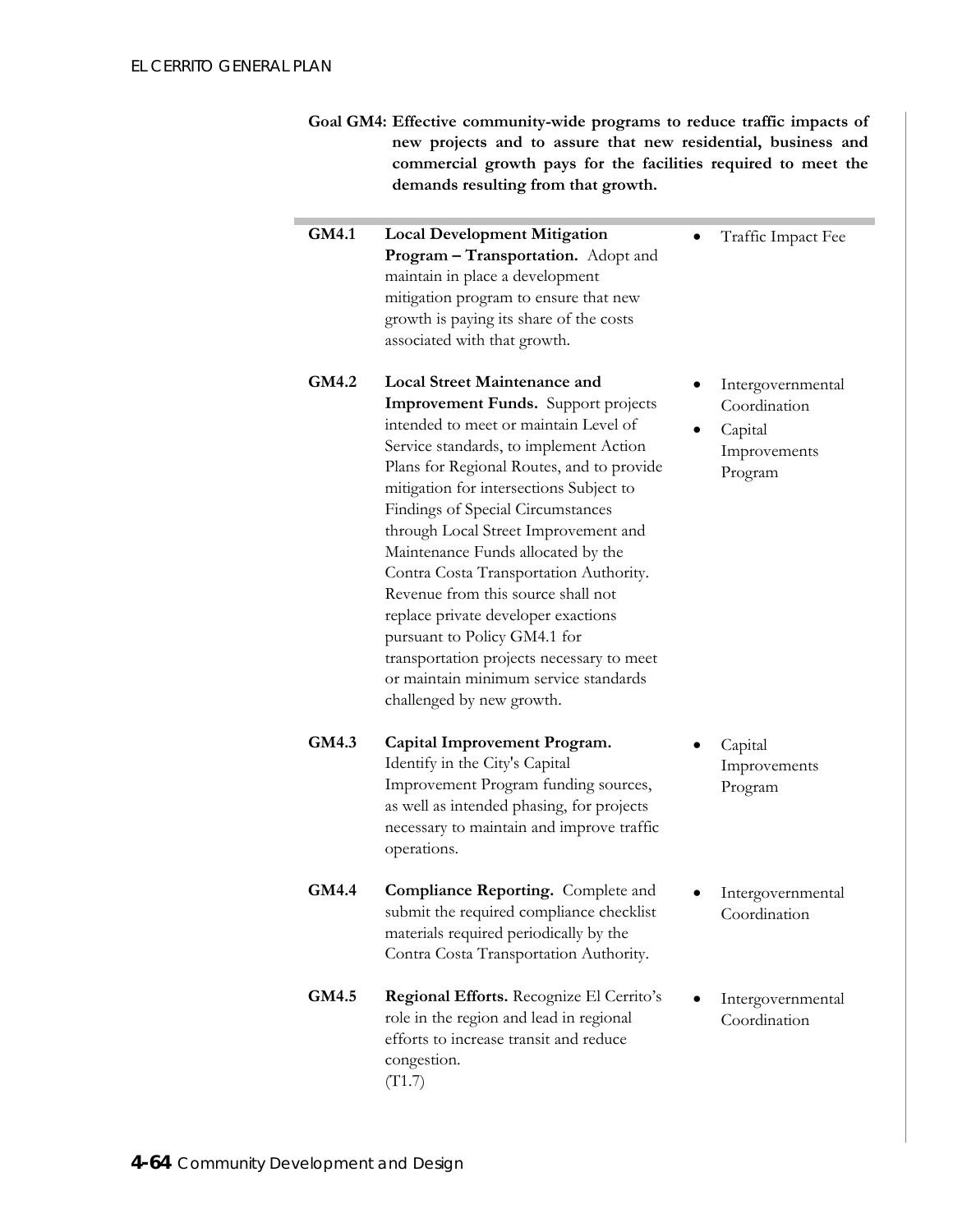**Goal GM4: Effective community-wide programs to reduce traffic impacts of new projects and to assure that new residential, business and commercial growth pays for the facilities required to meet the demands resulting from that growth.**

| | | |
|---|---|---|
| **GM4.1** | **Local Development Mitigation Program – Transportation.** Adopt and maintain in place a development mitigation program to ensure that new growth is paying its share of the costs associated with that growth. | • Traffic Impact Fee |
| **GM4.2** | **Local Street Maintenance and Improvement Funds.** Support projects intended to meet or maintain Level of Service standards, to implement Action Plans for Regional Routes, and to provide mitigation for intersections Subject to Findings of Special Circumstances through Local Street Improvement and Maintenance Funds allocated by the Contra Costa Transportation Authority. Revenue from this source shall not replace private developer exactions pursuant to Policy GM4.1 for transportation projects necessary to meet or maintain minimum service standards challenged by new growth. | • Intergovernmental Coordination<br>• Capital Improvements Program |
| **GM4.3** | **Capital Improvement Program.** Identify in the City's Capital Improvement Program funding sources, as well as intended phasing, for projects necessary to maintain and improve traffic operations. | • Capital Improvements Program |
| **GM4.4** | **Compliance Reporting.** Complete and submit the required compliance checklist materials required periodically by the Contra Costa Transportation Authority. | • Intergovernmental Coordination |
| **GM4.5** | **Regional Efforts.** Recognize El Cerrito's role in the region and lead in regional efforts to increase transit and reduce congestion. (T1.7) | • Intergovernmental Coordination |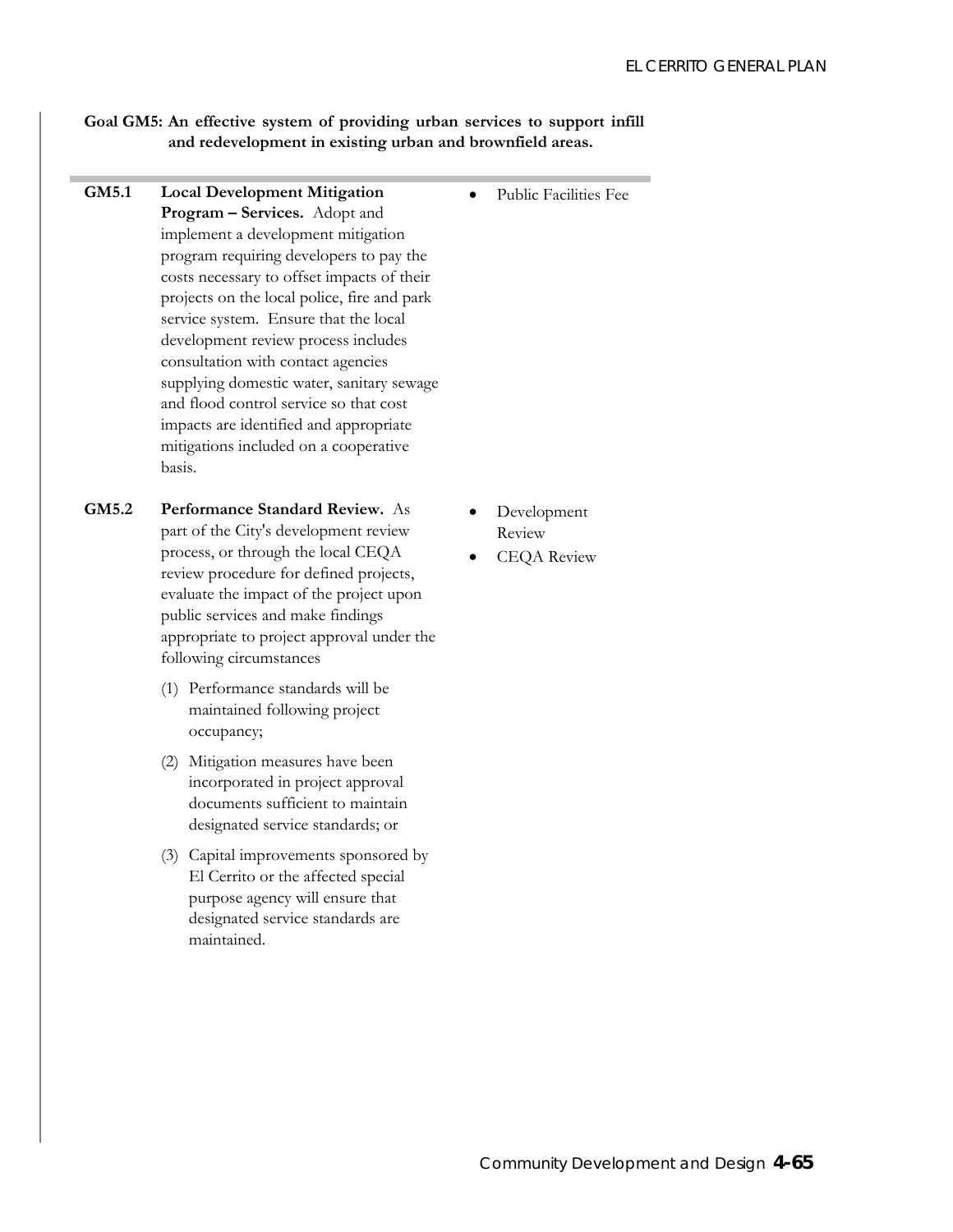**Goal GM5: An effective system of providing urban services to support infill and redevelopment in existing urban and brownfield areas.**

| | | |
|---|---|---|
| **GM5.1** | **Local Development Mitigation Program – Services.** Adopt and implement a development mitigation program requiring developers to pay the costs necessary to offset impacts of their projects on the local police, fire and park service system. Ensure that the local development review process includes consultation with contact agencies supplying domestic water, sanitary sewage and flood control service so that cost impacts are identified and appropriate mitigations included on a cooperative basis. | • Public Facilities Fee |
| **GM5.2** | **Performance Standard Review.** As part of the City's development review process, or through the local CEQA review procedure for defined projects, evaluate the impact of the project upon public services and make findings appropriate to project approval under the following circumstances<br><br>(1) Performance standards will be maintained following project occupancy;<br><br>(2) Mitigation measures have been incorporated in project approval documents sufficient to maintain designated service standards; or<br><br>(3) Capital improvements sponsored by El Cerrito or the affected special purpose agency will ensure that designated service standards are maintained. | • Development Review<br>• CEQA Review |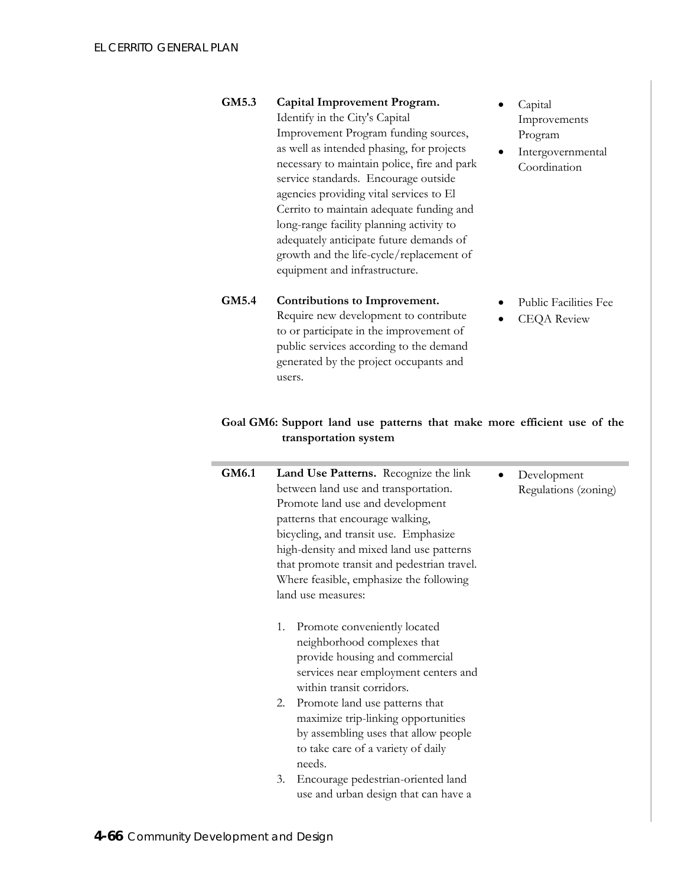| | | |
|---|---|---|
| **GM5.3** | **Capital Improvement Program.** Identify in the City's Capital Improvement Program funding sources, as well as intended phasing, for projects necessary to maintain police, fire and park service standards. Encourage outside agencies providing vital services to El Cerrito to maintain adequate funding and long-range facility planning activity to adequately anticipate future demands of growth and the life-cycle/replacement of equipment and infrastructure. | • Capital Improvements Program<br>• Intergovernmental Coordination |
| **GM5.4** | **Contributions to Improvement.** Require new development to contribute to or participate in the improvement of public services according to the demand generated by the project occupants and users. | • Public Facilities Fee<br>• CEQA Review |

**Goal GM6: Support land use patterns that make more efficient use of the transportation system**

| | | |
|---|---|---|
| **GM6.1** | **Land Use Patterns.** Recognize the link between land use and transportation. Promote land use and development patterns that encourage walking, bicycling, and transit use. Emphasize high-density and mixed land use patterns that promote transit and pedestrian travel. Where feasible, emphasize the following land use measures:<br><br>1. Promote conveniently located neighborhood complexes that provide housing and commercial services near employment centers and within transit corridors.<br>2. Promote land use patterns that maximize trip-linking opportunities by assembling uses that allow people to take care of a variety of daily needs.<br>3. Encourage pedestrian-oriented land use and urban design that can have a | • Development Regulations (zoning) |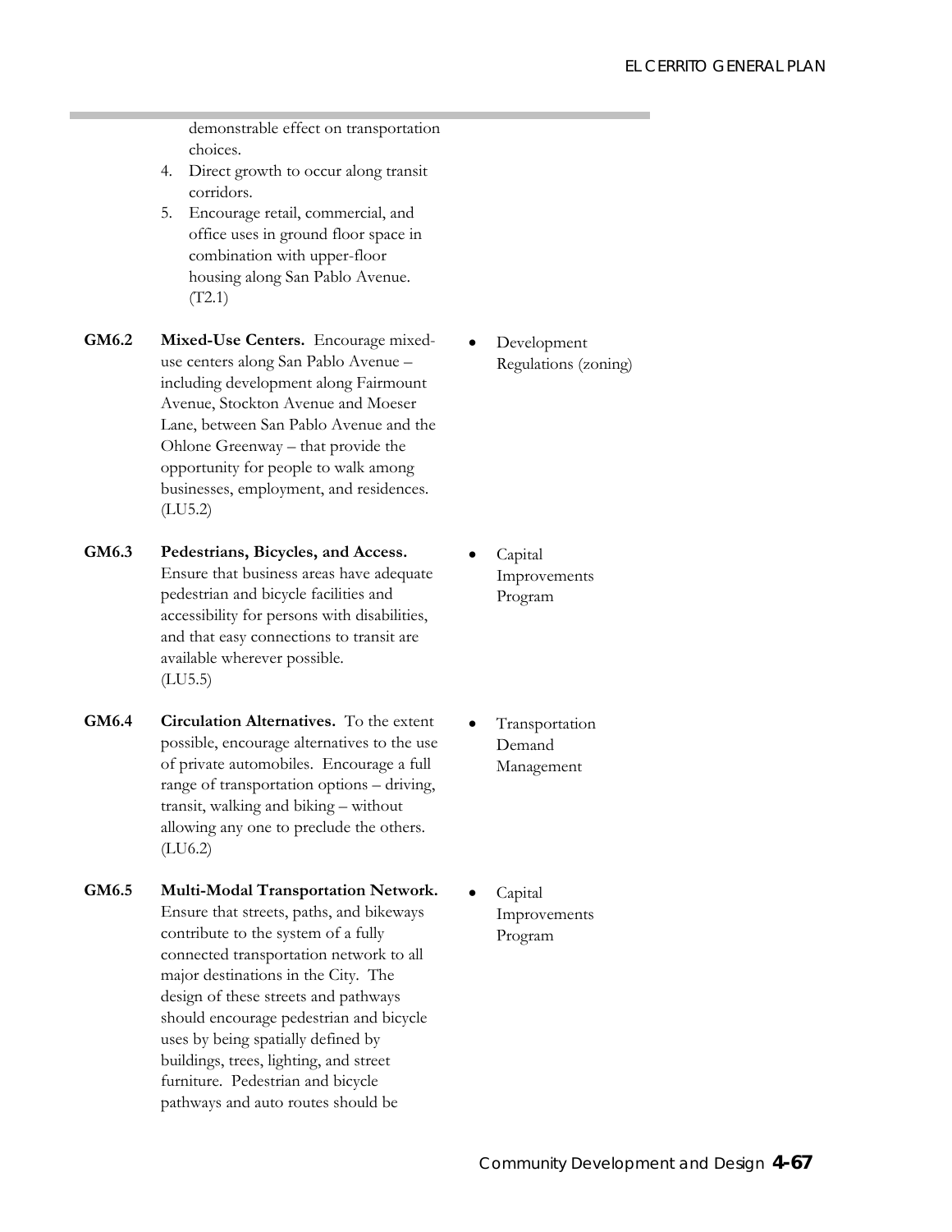demonstrable effect on transportation choices.

4. Direct growth to occur along transit corridors.
5. Encourage retail, commercial, and office uses in ground floor space in combination with upper-floor housing along San Pablo Avenue. (T2.1)

| | | |
|---|---|---|
| **GM6.2** | **Mixed-Use Centers.** Encourage mixed-use centers along San Pablo Avenue – including development along Fairmount Avenue, Stockton Avenue and Moeser Lane, between San Pablo Avenue and the Ohlone Greenway – that provide the opportunity for people to walk among businesses, employment, and residences. (LU5.2) | • Development Regulations (zoning) |
| **GM6.3** | **Pedestrians, Bicycles, and Access.** Ensure that business areas have adequate pedestrian and bicycle facilities and accessibility for persons with disabilities, and that easy connections to transit are available wherever possible. (LU5.5) | • Capital Improvements Program |
| **GM6.4** | **Circulation Alternatives.** To the extent possible, encourage alternatives to the use of private automobiles. Encourage a full range of transportation options – driving, transit, walking and biking – without allowing any one to preclude the others. (LU6.2) | • Transportation Demand Management |
| **GM6.5** | **Multi-Modal Transportation Network.** Ensure that streets, paths, and bikeways contribute to the system of a fully connected transportation network to all major destinations in the City. The design of these streets and pathways should encourage pedestrian and bicycle uses by being spatially defined by buildings, trees, lighting, and street furniture. Pedestrian and bicycle pathways and auto routes should be | • Capital Improvements Program |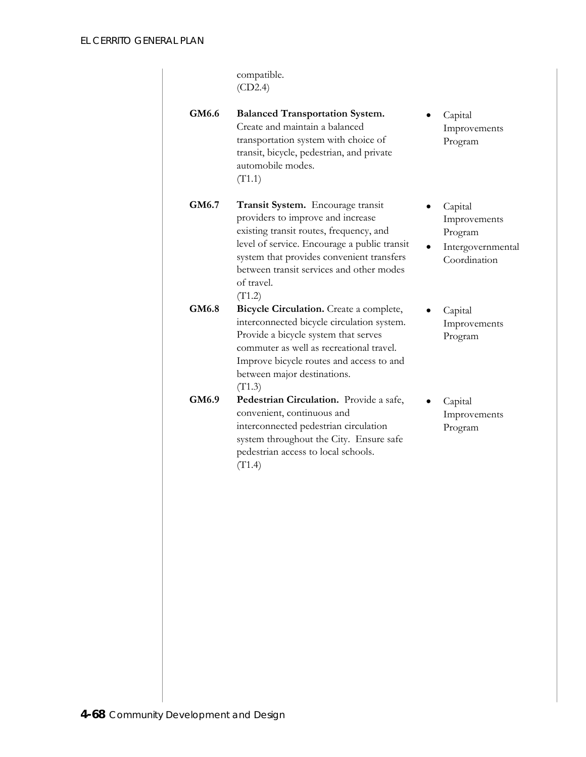compatible.
(CD2.4)

| | Policy | Implementation |
|---|---|---|
| **GM6.6** | **Balanced Transportation System.** Create and maintain a balanced transportation system with choice of transit, bicycle, pedestrian, and private automobile modes. (T1.1) | • Capital Improvements Program |
| **GM6.7** | **Transit System.** Encourage transit providers to improve and increase existing transit routes, frequency, and level of service. Encourage a public transit system that provides convenient transfers between transit services and other modes of travel. (T1.2) | • Capital Improvements Program<br>• Intergovernmental Coordination |
| **GM6.8** | **Bicycle Circulation.** Create a complete, interconnected bicycle circulation system. Provide a bicycle system that serves commuter as well as recreational travel. Improve bicycle routes and access to and between major destinations. (T1.3) | • Capital Improvements Program |
| **GM6.9** | **Pedestrian Circulation.** Provide a safe, convenient, continuous and interconnected pedestrian circulation system throughout the City. Ensure safe pedestrian access to local schools. (T1.4) | • Capital Improvements Program |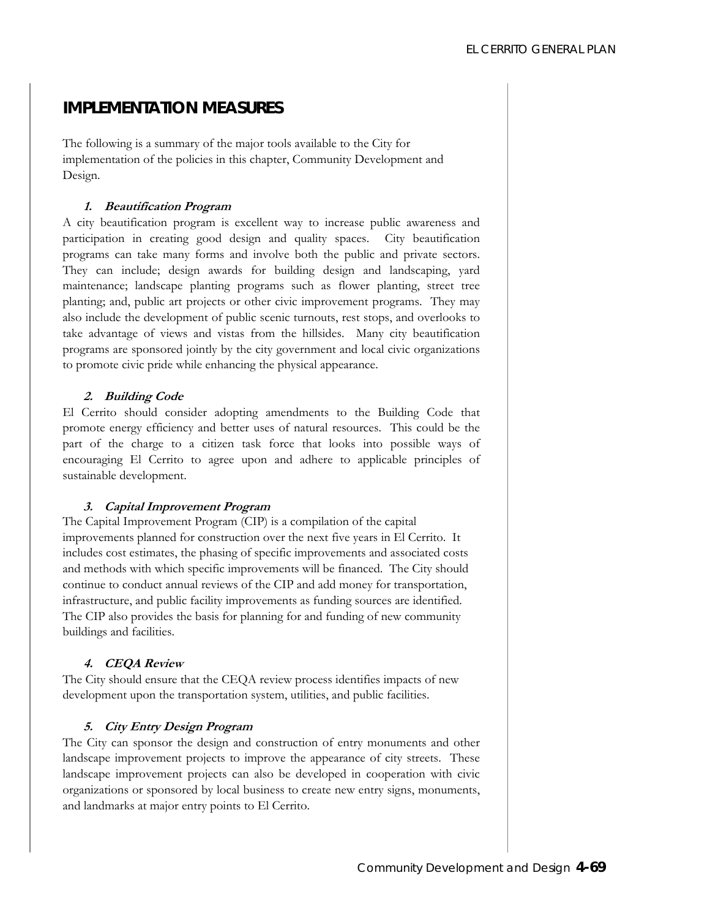## IMPLEMENTATION MEASURES

The following is a summary of the major tools available to the City for implementation of the policies in this chapter, Community Development and Design.

### *1. Beautification Program*

A city beautification program is excellent way to increase public awareness and participation in creating good design and quality spaces. City beautification programs can take many forms and involve both the public and private sectors. They can include; design awards for building design and landscaping, yard maintenance; landscape planting programs such as flower planting, street tree planting; and, public art projects or other civic improvement programs. They may also include the development of public scenic turnouts, rest stops, and overlooks to take advantage of views and vistas from the hillsides. Many city beautification programs are sponsored jointly by the city government and local civic organizations to promote civic pride while enhancing the physical appearance.

### *2. Building Code*

El Cerrito should consider adopting amendments to the Building Code that promote energy efficiency and better uses of natural resources. This could be the part of the charge to a citizen task force that looks into possible ways of encouraging El Cerrito to agree upon and adhere to applicable principles of sustainable development.

### *3. Capital Improvement Program*

The Capital Improvement Program (CIP) is a compilation of the capital improvements planned for construction over the next five years in El Cerrito. It includes cost estimates, the phasing of specific improvements and associated costs and methods with which specific improvements will be financed. The City should continue to conduct annual reviews of the CIP and add money for transportation, infrastructure, and public facility improvements as funding sources are identified. The CIP also provides the basis for planning for and funding of new community buildings and facilities.

### *4. CEQA Review*

The City should ensure that the CEQA review process identifies impacts of new development upon the transportation system, utilities, and public facilities.

### *5. City Entry Design Program*

The City can sponsor the design and construction of entry monuments and other landscape improvement projects to improve the appearance of city streets. These landscape improvement projects can also be developed in cooperation with civic organizations or sponsored by local business to create new entry signs, monuments, and landmarks at major entry points to El Cerrito.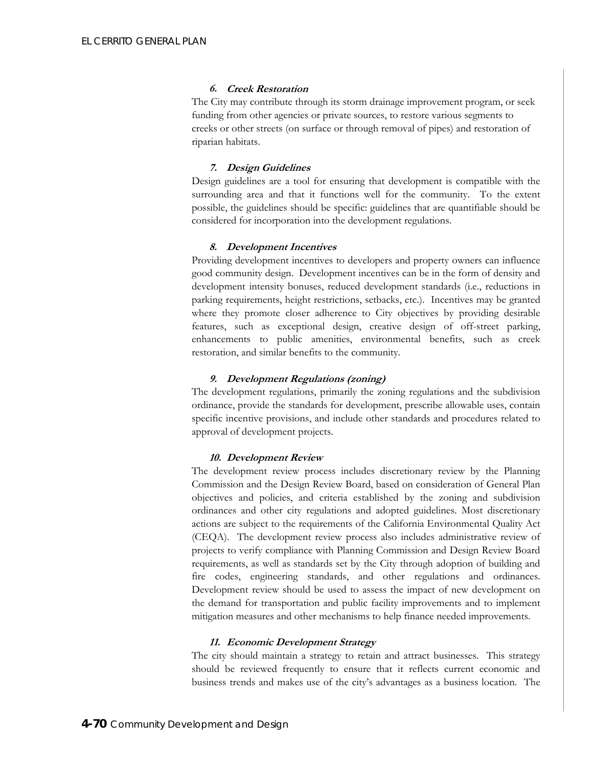### *6. Creek Restoration*

The City may contribute through its storm drainage improvement program, or seek funding from other agencies or private sources, to restore various segments to creeks or other streets (on surface or through removal of pipes) and restoration of riparian habitats.

### *7. Design Guidelines*

Design guidelines are a tool for ensuring that development is compatible with the surrounding area and that it functions well for the community. To the extent possible, the guidelines should be specific: guidelines that are quantifiable should be considered for incorporation into the development regulations.

### *8. Development Incentives*

Providing development incentives to developers and property owners can influence good community design. Development incentives can be in the form of density and development intensity bonuses, reduced development standards (i.e., reductions in parking requirements, height restrictions, setbacks, etc.). Incentives may be granted where they promote closer adherence to City objectives by providing desirable features, such as exceptional design, creative design of off-street parking, enhancements to public amenities, environmental benefits, such as creek restoration, and similar benefits to the community.

### *9. Development Regulations (zoning)*

The development regulations, primarily the zoning regulations and the subdivision ordinance, provide the standards for development, prescribe allowable uses, contain specific incentive provisions, and include other standards and procedures related to approval of development projects.

### *10. Development Review*

The development review process includes discretionary review by the Planning Commission and the Design Review Board, based on consideration of General Plan objectives and policies, and criteria established by the zoning and subdivision ordinances and other city regulations and adopted guidelines. Most discretionary actions are subject to the requirements of the California Environmental Quality Act (CEQA). The development review process also includes administrative review of projects to verify compliance with Planning Commission and Design Review Board requirements, as well as standards set by the City through adoption of building and fire codes, engineering standards, and other regulations and ordinances. Development review should be used to assess the impact of new development on the demand for transportation and public facility improvements and to implement mitigation measures and other mechanisms to help finance needed improvements.

### *11. Economic Development Strategy*

The city should maintain a strategy to retain and attract businesses. This strategy should be reviewed frequently to ensure that it reflects current economic and business trends and makes use of the city's advantages as a business location. The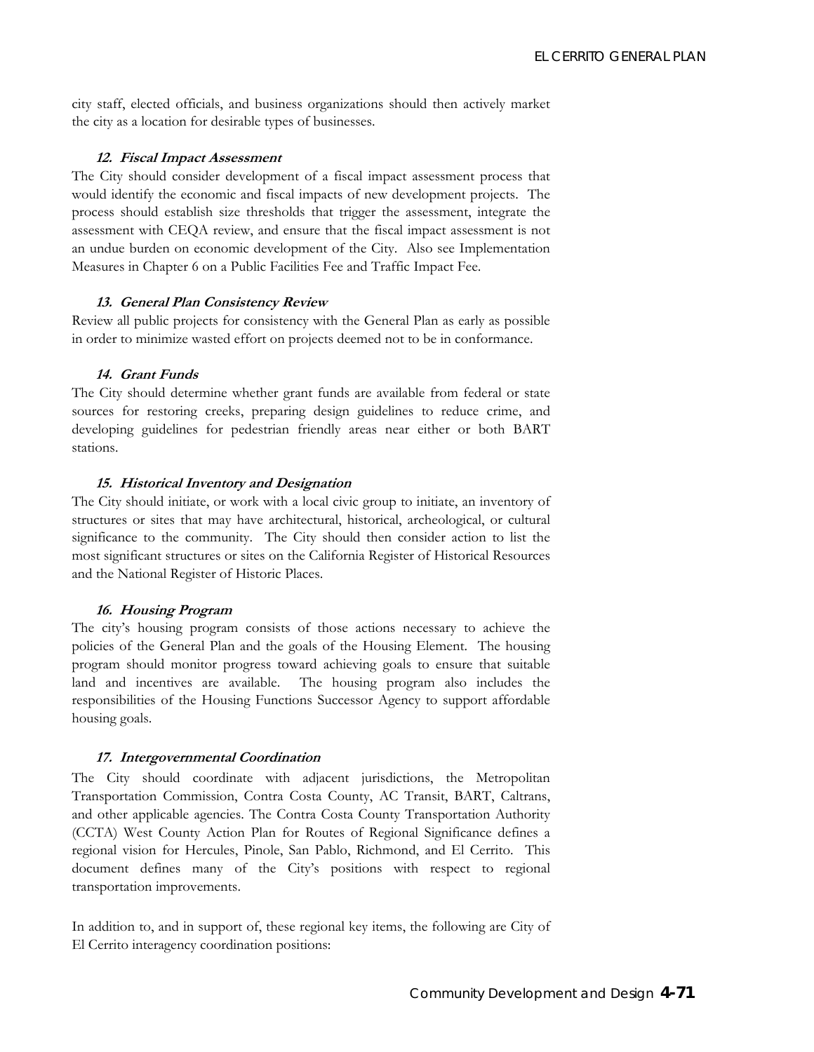city staff, elected officials, and business organizations should then actively market the city as a location for desirable types of businesses.

#### *12. Fiscal Impact Assessment*

The City should consider development of a fiscal impact assessment process that would identify the economic and fiscal impacts of new development projects. The process should establish size thresholds that trigger the assessment, integrate the assessment with CEQA review, and ensure that the fiscal impact assessment is not an undue burden on economic development of the City. Also see Implementation Measures in Chapter 6 on a Public Facilities Fee and Traffic Impact Fee.

#### *13. General Plan Consistency Review*

Review all public projects for consistency with the General Plan as early as possible in order to minimize wasted effort on projects deemed not to be in conformance.

#### *14. Grant Funds*

The City should determine whether grant funds are available from federal or state sources for restoring creeks, preparing design guidelines to reduce crime, and developing guidelines for pedestrian friendly areas near either or both BART stations.

#### *15. Historical Inventory and Designation*

The City should initiate, or work with a local civic group to initiate, an inventory of structures or sites that may have architectural, historical, archeological, or cultural significance to the community. The City should then consider action to list the most significant structures or sites on the California Register of Historical Resources and the National Register of Historic Places.

#### *16. Housing Program*

The city's housing program consists of those actions necessary to achieve the policies of the General Plan and the goals of the Housing Element. The housing program should monitor progress toward achieving goals to ensure that suitable land and incentives are available. The housing program also includes the responsibilities of the Housing Functions Successor Agency to support affordable housing goals.

#### *17. Intergovernmental Coordination*

The City should coordinate with adjacent jurisdictions, the Metropolitan Transportation Commission, Contra Costa County, AC Transit, BART, Caltrans, and other applicable agencies. The Contra Costa County Transportation Authority (CCTA) West County Action Plan for Routes of Regional Significance defines a regional vision for Hercules, Pinole, San Pablo, Richmond, and El Cerrito. This document defines many of the City's positions with respect to regional transportation improvements.

In addition to, and in support of, these regional key items, the following are City of El Cerrito interagency coordination positions: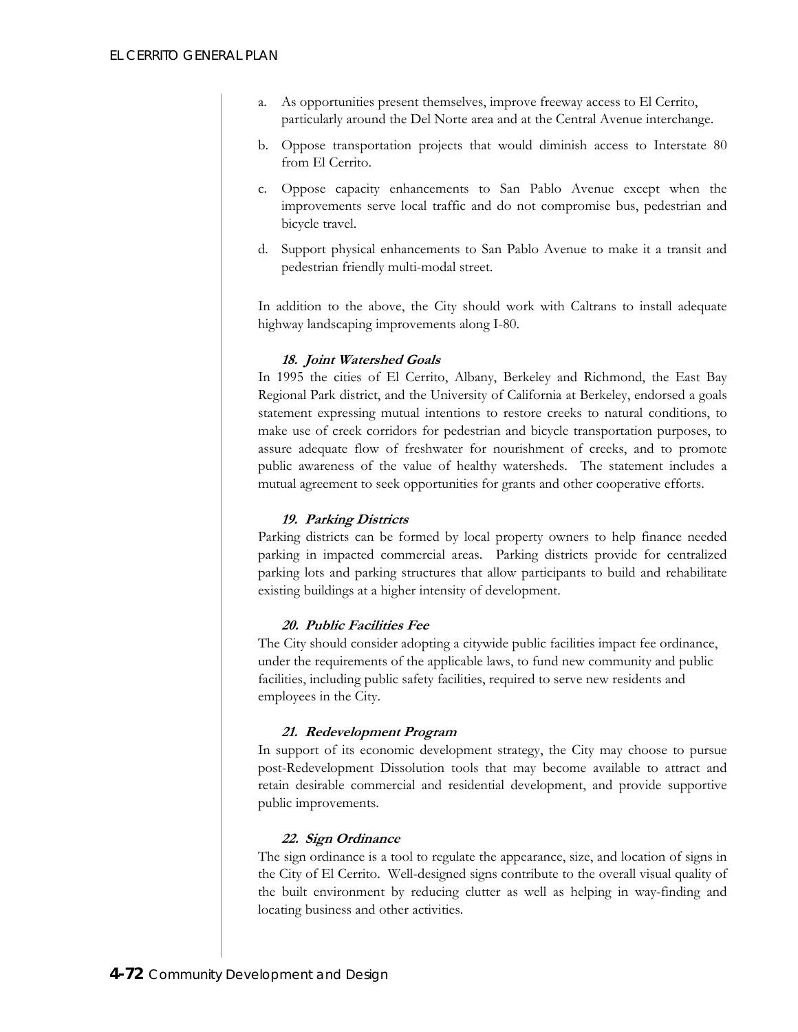a. As opportunities present themselves, improve freeway access to El Cerrito, particularly around the Del Norte area and at the Central Avenue interchange.

b. Oppose transportation projects that would diminish access to Interstate 80 from El Cerrito.

c. Oppose capacity enhancements to San Pablo Avenue except when the improvements serve local traffic and do not compromise bus, pedestrian and bicycle travel.

d. Support physical enhancements to San Pablo Avenue to make it a transit and pedestrian friendly multi-modal street.

In addition to the above, the City should work with Caltrans to install adequate highway landscaping improvements along I-80.

#### *18. Joint Watershed Goals*

In 1995 the cities of El Cerrito, Albany, Berkeley and Richmond, the East Bay Regional Park district, and the University of California at Berkeley, endorsed a goals statement expressing mutual intentions to restore creeks to natural conditions, to make use of creek corridors for pedestrian and bicycle transportation purposes, to assure adequate flow of freshwater for nourishment of creeks, and to promote public awareness of the value of healthy watersheds. The statement includes a mutual agreement to seek opportunities for grants and other cooperative efforts.

#### *19. Parking Districts*

Parking districts can be formed by local property owners to help finance needed parking in impacted commercial areas. Parking districts provide for centralized parking lots and parking structures that allow participants to build and rehabilitate existing buildings at a higher intensity of development.

#### *20. Public Facilities Fee*

The City should consider adopting a citywide public facilities impact fee ordinance, under the requirements of the applicable laws, to fund new community and public facilities, including public safety facilities, required to serve new residents and employees in the City.

#### *21. Redevelopment Program*

In support of its economic development strategy, the City may choose to pursue post-Redevelopment Dissolution tools that may become available to attract and retain desirable commercial and residential development, and provide supportive public improvements.

#### *22. Sign Ordinance*

The sign ordinance is a tool to regulate the appearance, size, and location of signs in the City of El Cerrito. Well-designed signs contribute to the overall visual quality of the built environment by reducing clutter as well as helping in way-finding and locating business and other activities.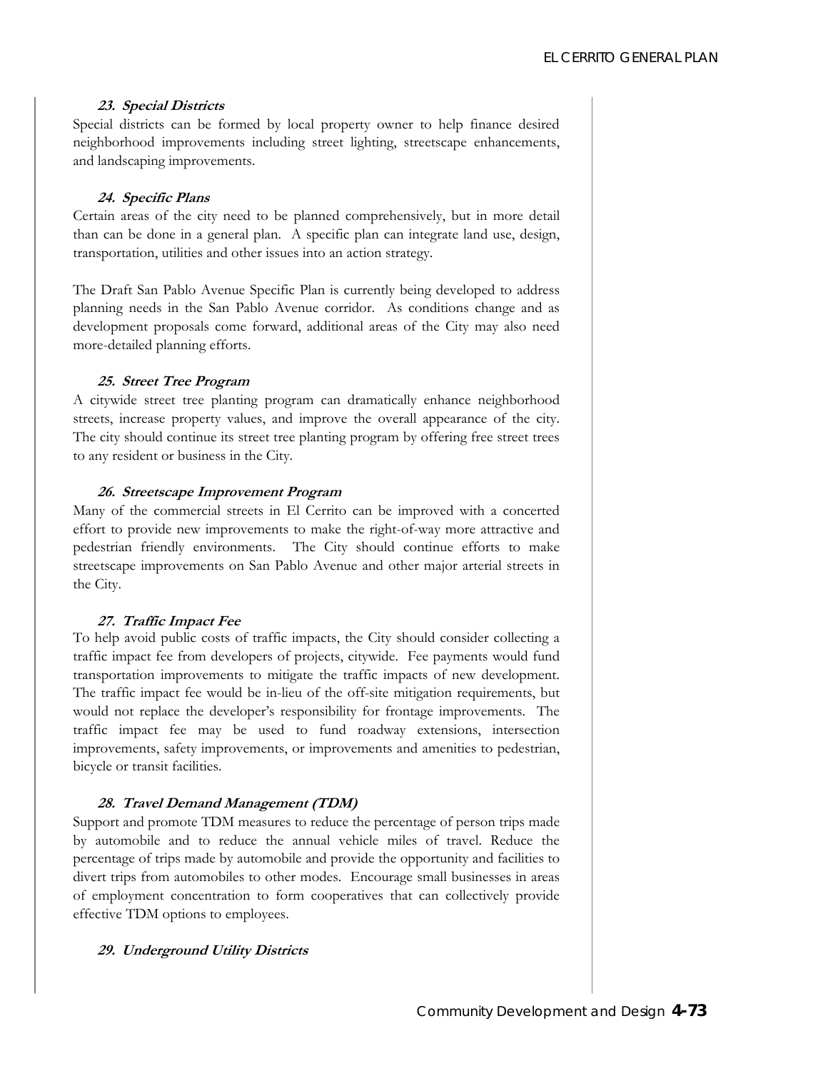#### *23. Special Districts*

Special districts can be formed by local property owner to help finance desired neighborhood improvements including street lighting, streetscape enhancements, and landscaping improvements.

#### *24. Specific Plans*

Certain areas of the city need to be planned comprehensively, but in more detail than can be done in a general plan. A specific plan can integrate land use, design, transportation, utilities and other issues into an action strategy.

The Draft San Pablo Avenue Specific Plan is currently being developed to address planning needs in the San Pablo Avenue corridor. As conditions change and as development proposals come forward, additional areas of the City may also need more-detailed planning efforts.

#### *25. Street Tree Program*

A citywide street tree planting program can dramatically enhance neighborhood streets, increase property values, and improve the overall appearance of the city. The city should continue its street tree planting program by offering free street trees to any resident or business in the City.

#### *26. Streetscape Improvement Program*

Many of the commercial streets in El Cerrito can be improved with a concerted effort to provide new improvements to make the right-of-way more attractive and pedestrian friendly environments. The City should continue efforts to make streetscape improvements on San Pablo Avenue and other major arterial streets in the City.

#### *27. Traffic Impact Fee*

To help avoid public costs of traffic impacts, the City should consider collecting a traffic impact fee from developers of projects, citywide. Fee payments would fund transportation improvements to mitigate the traffic impacts of new development. The traffic impact fee would be in-lieu of the off-site mitigation requirements, but would not replace the developer's responsibility for frontage improvements. The traffic impact fee may be used to fund roadway extensions, intersection improvements, safety improvements, or improvements and amenities to pedestrian, bicycle or transit facilities.

#### *28. Travel Demand Management (TDM)*

Support and promote TDM measures to reduce the percentage of person trips made by automobile and to reduce the annual vehicle miles of travel. Reduce the percentage of trips made by automobile and provide the opportunity and facilities to divert trips from automobiles to other modes. Encourage small businesses in areas of employment concentration to form cooperatives that can collectively provide effective TDM options to employees.

#### *29. Underground Utility Districts*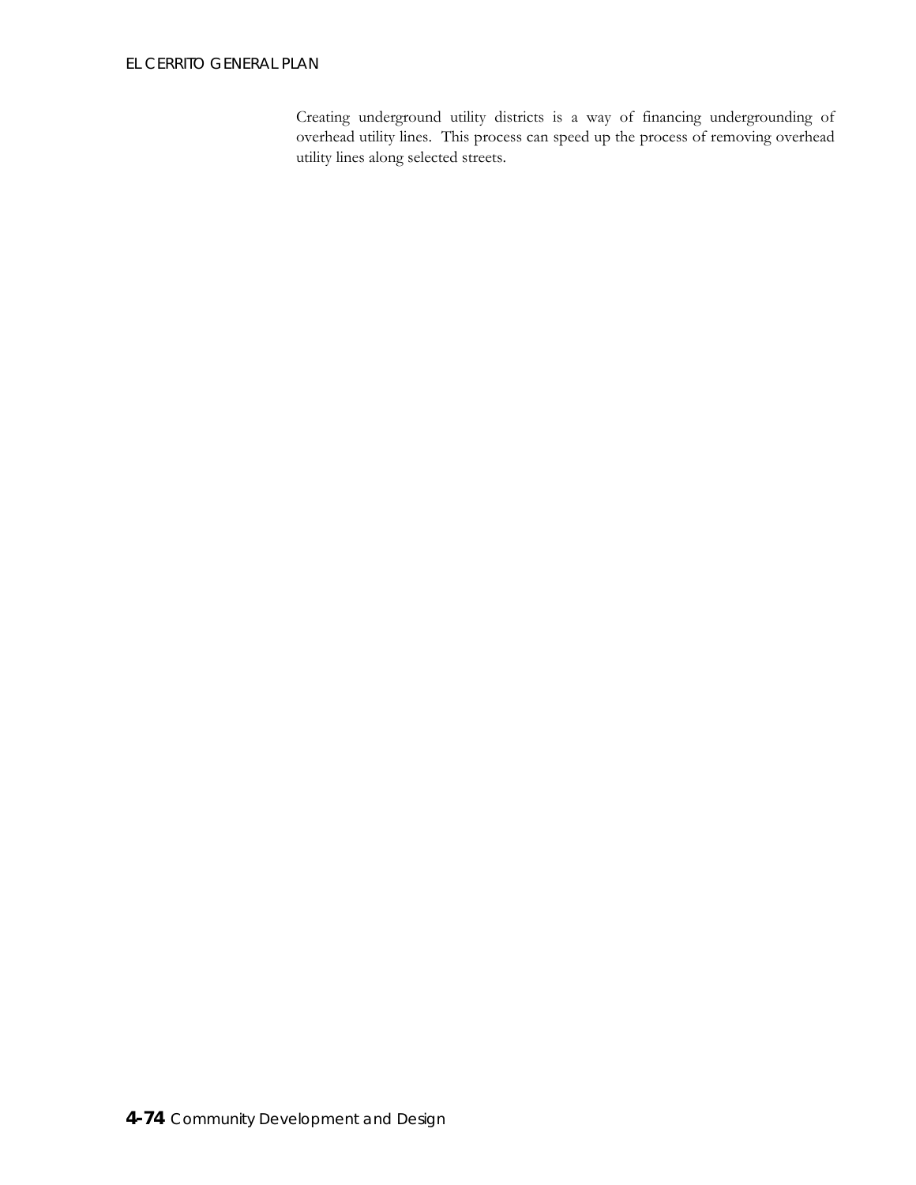Creating underground utility districts is a way of financing undergrounding of overhead utility lines. This process can speed up the process of removing overhead utility lines along selected streets.